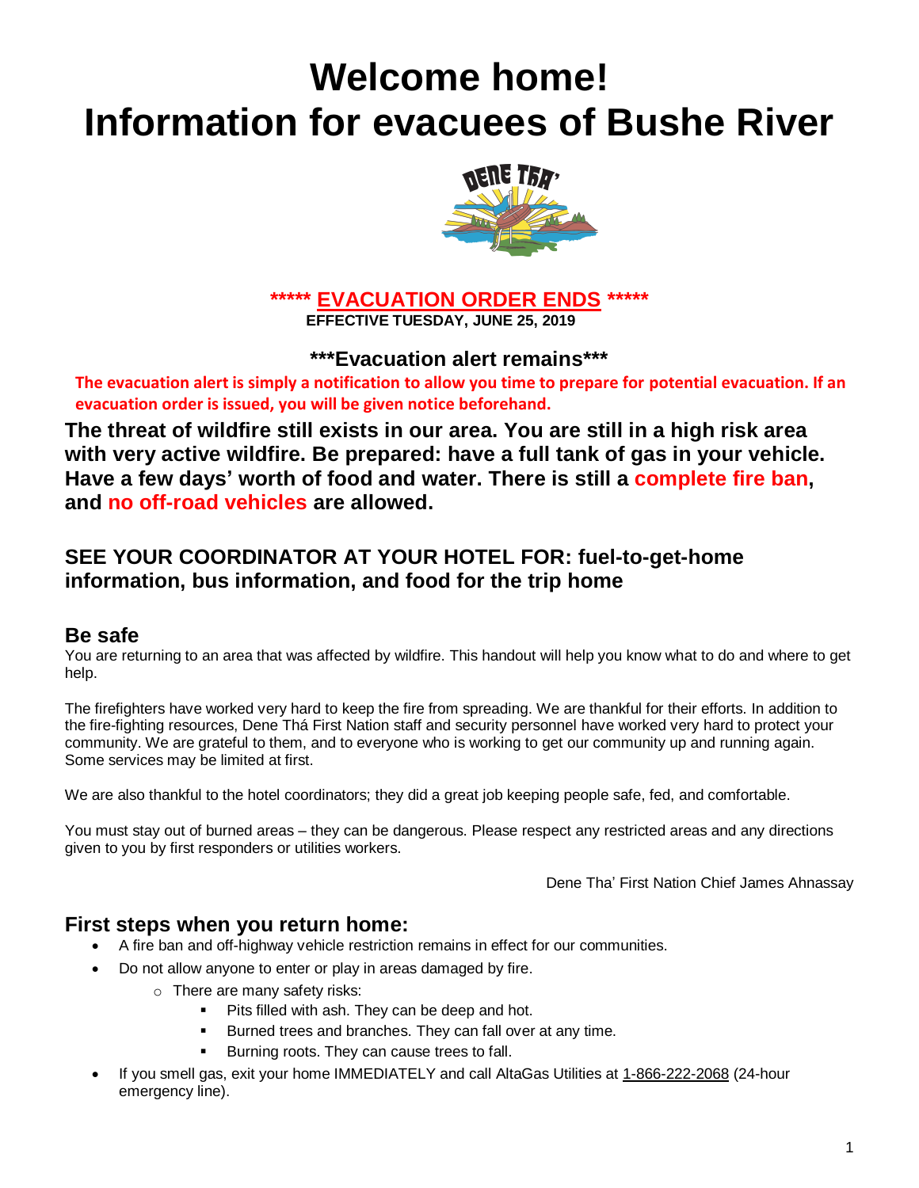# Welcome home!
# Information for evacuees of Bushe River

**\*\*\*\*\* EVACUATION ORDER ENDS \*\*\*\*\***

**EFFECTIVE TUESDAY, JUNE 25, 2019**

**\*\*\*Evacuation alert remains\*\*\***

**The evacuation alert is simply a notification to allow you time to prepare for potential evacuation. If an evacuation order is issued, you will be given notice beforehand.**

**The threat of wildfire still exists in our area. You are still in a high risk area with very active wildfire. Be prepared: have a full tank of gas in your vehicle. Have a few days' worth of food and water. There is still a complete fire ban, and no off-road vehicles are allowed.**

### SEE YOUR COORDINATOR AT YOUR HOTEL FOR: fuel-to-get-home information, bus information, and food for the trip home

## Be safe

You are returning to an area that was affected by wildfire. This handout will help you know what to do and where to get help.

The firefighters have worked very hard to keep the fire from spreading. We are thankful for their efforts. In addition to the fire-fighting resources, Dene Thá First Nation staff and security personnel have worked very hard to protect your community. We are grateful to them, and to everyone who is working to get our community up and running again. Some services may be limited at first.

We are also thankful to the hotel coordinators; they did a great job keeping people safe, fed, and comfortable.

You must stay out of burned areas – they can be dangerous. Please respect any restricted areas and any directions given to you by first responders or utilities workers.

Dene Tha' First Nation Chief James Ahnassay

## First steps when you return home:

- A fire ban and off-highway vehicle restriction remains in effect for our communities.
- Do not allow anyone to enter or play in areas damaged by fire.
  - There are many safety risks:
    - Pits filled with ash. They can be deep and hot.
    - Burned trees and branches. They can fall over at any time.
    - Burning roots. They can cause trees to fall.
- If you smell gas, exit your home IMMEDIATELY and call AltaGas Utilities at 1-866-222-2068 (24-hour emergency line).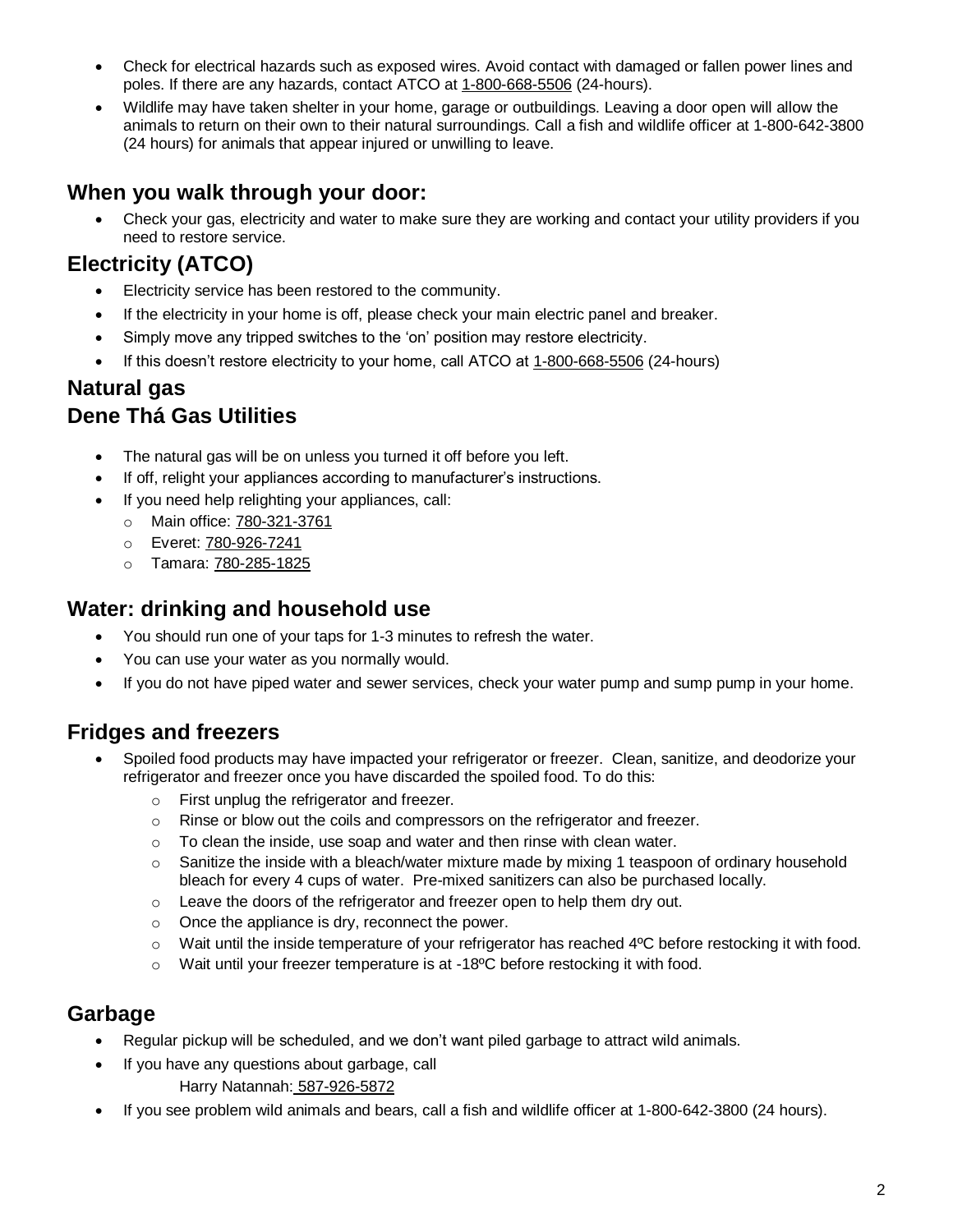- Check for electrical hazards such as exposed wires. Avoid contact with damaged or fallen power lines and poles. If there are any hazards, contact ATCO at 1-800-668-5506 (24-hours).
- Wildlife may have taken shelter in your home, garage or outbuildings. Leaving a door open will allow the animals to return on their own to their natural surroundings. Call a fish and wildlife officer at 1-800-642-3800 (24 hours) for animals that appear injured or unwilling to leave.

## When you walk through your door:

- Check your gas, electricity and water to make sure they are working and contact your utility providers if you need to restore service.

## Electricity (ATCO)

- Electricity service has been restored to the community.
- If the electricity in your home is off, please check your main electric panel and breaker.
- Simply move any tripped switches to the 'on' position may restore electricity.
- If this doesn't restore electricity to your home, call ATCO at 1-800-668-5506 (24-hours)

## Natural gas
## Dene Thá Gas Utilities

- The natural gas will be on unless you turned it off before you left.
- If off, relight your appliances according to manufacturer's instructions.
- If you need help relighting your appliances, call:
  - Main office: 780-321-3761
  - Everet: 780-926-7241
  - Tamara: 780-285-1825

## Water: drinking and household use

- You should run one of your taps for 1-3 minutes to refresh the water.
- You can use your water as you normally would.
- If you do not have piped water and sewer services, check your water pump and sump pump in your home.

## Fridges and freezers

- Spoiled food products may have impacted your refrigerator or freezer. Clean, sanitize, and deodorize your refrigerator and freezer once you have discarded the spoiled food. To do this:
  - First unplug the refrigerator and freezer.
  - Rinse or blow out the coils and compressors on the refrigerator and freezer.
  - To clean the inside, use soap and water and then rinse with clean water.
  - Sanitize the inside with a bleach/water mixture made by mixing 1 teaspoon of ordinary household bleach for every 4 cups of water. Pre-mixed sanitizers can also be purchased locally.
  - Leave the doors of the refrigerator and freezer open to help them dry out.
  - Once the appliance is dry, reconnect the power.
  - Wait until the inside temperature of your refrigerator has reached 4ºC before restocking it with food.
  - Wait until your freezer temperature is at -18ºC before restocking it with food.

## Garbage

- Regular pickup will be scheduled, and we don't want piled garbage to attract wild animals.
- If you have any questions about garbage, call
  Harry Natannah: 587-926-5872
- If you see problem wild animals and bears, call a fish and wildlife officer at 1-800-642-3800 (24 hours).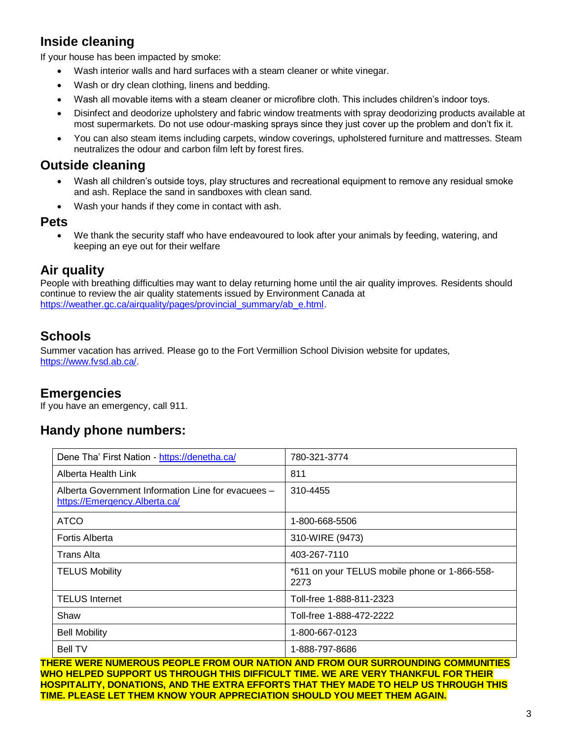## Inside cleaning

If your house has been impacted by smoke:

- Wash interior walls and hard surfaces with a steam cleaner or white vinegar.
- Wash or dry clean clothing, linens and bedding.
- Wash all movable items with a steam cleaner or microfibre cloth. This includes children's indoor toys.
- Disinfect and deodorize upholstery and fabric window treatments with spray deodorizing products available at most supermarkets. Do not use odour-masking sprays since they just cover up the problem and don't fix it.
- You can also steam items including carpets, window coverings, upholstered furniture and mattresses. Steam neutralizes the odour and carbon film left by forest fires.

## Outside cleaning

- Wash all children's outside toys, play structures and recreational equipment to remove any residual smoke and ash. Replace the sand in sandboxes with clean sand.
- Wash your hands if they come in contact with ash.

## Pets

- We thank the security staff who have endeavoured to look after your animals by feeding, watering, and keeping an eye out for their welfare

## Air quality

People with breathing difficulties may want to delay returning home until the air quality improves. Residents should continue to review the air quality statements issued by Environment Canada at https://weather.gc.ca/airquality/pages/provincial_summary/ab_e.html.

## Schools

Summer vacation has arrived. Please go to the Fort Vermillion School Division website for updates, https://www.fvsd.ab.ca/.

## Emergencies

If you have an emergency, call 911.

## Handy phone numbers:

| | |
|---|---|
| Dene Tha' First Nation - https://denetha.ca/ | 780-321-3774 |
| Alberta Health Link | 811 |
| Alberta Government Information Line for evacuees – https://Emergency.Alberta.ca/ | 310-4455 |
| ATCO | 1-800-668-5506 |
| Fortis Alberta | 310-WIRE (9473) |
| Trans Alta | 403-267-7110 |
| TELUS Mobility | *611 on your TELUS mobile phone or 1-866-558-2273 |
| TELUS Internet | Toll-free 1-888-811-2323 |
| Shaw | Toll-free 1-888-472-2222 |
| Bell Mobility | 1-800-667-0123 |
| Bell TV | 1-888-797-8686 |

**THERE WERE NUMEROUS PEOPLE FROM OUR NATION AND FROM OUR SURROUNDING COMMUNITIES WHO HELPED SUPPORT US THROUGH THIS DIFFICULT TIME. WE ARE VERY THANKFUL FOR THEIR HOSPITALITY, DONATIONS, AND THE EXTRA EFFORTS THAT THEY MADE TO HELP US THROUGH THIS TIME. PLEASE LET THEM KNOW YOUR APPRECIATION SHOULD YOU MEET THEM AGAIN.**